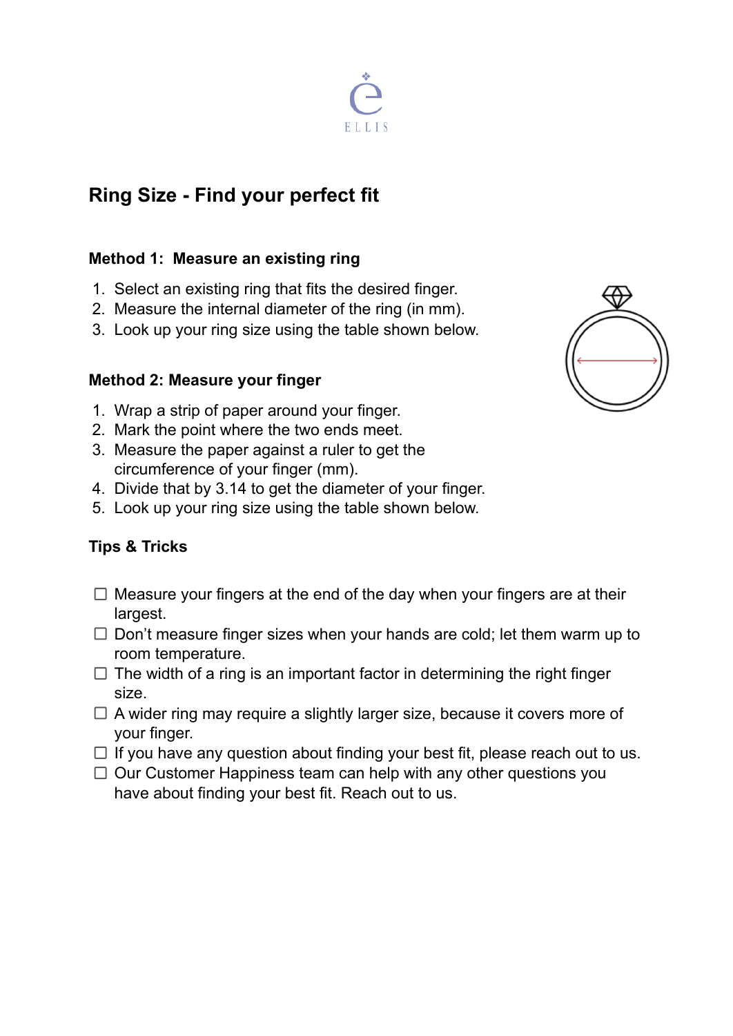ELLIS

# Ring Size - Find your perfect fit

### Method 1: Measure an existing ring

1. Select an existing ring that fits the desired finger.
2. Measure the internal diameter of the ring (in mm).
3. Look up your ring size using the table shown below.

### Method 2: Measure your finger

1. Wrap a strip of paper around your finger.
2. Mark the point where the two ends meet.
3. Measure the paper against a ruler to get the circumference of your finger (mm).
4. Divide that by 3.14 to get the diameter of your finger.
5. Look up your ring size using the table shown below.

### Tips & Tricks

- ☐ Measure your fingers at the end of the day when your fingers are at their largest.
- ☐ Don't measure finger sizes when your hands are cold; let them warm up to room temperature.
- ☐ The width of a ring is an important factor in determining the right finger size.
- ☐ A wider ring may require a slightly larger size, because it covers more of your finger.
- ☐ If you have any question about finding your best fit, please reach out to us.
- ☐ Our Customer Happiness team can help with any other questions you have about finding your best fit. Reach out to us.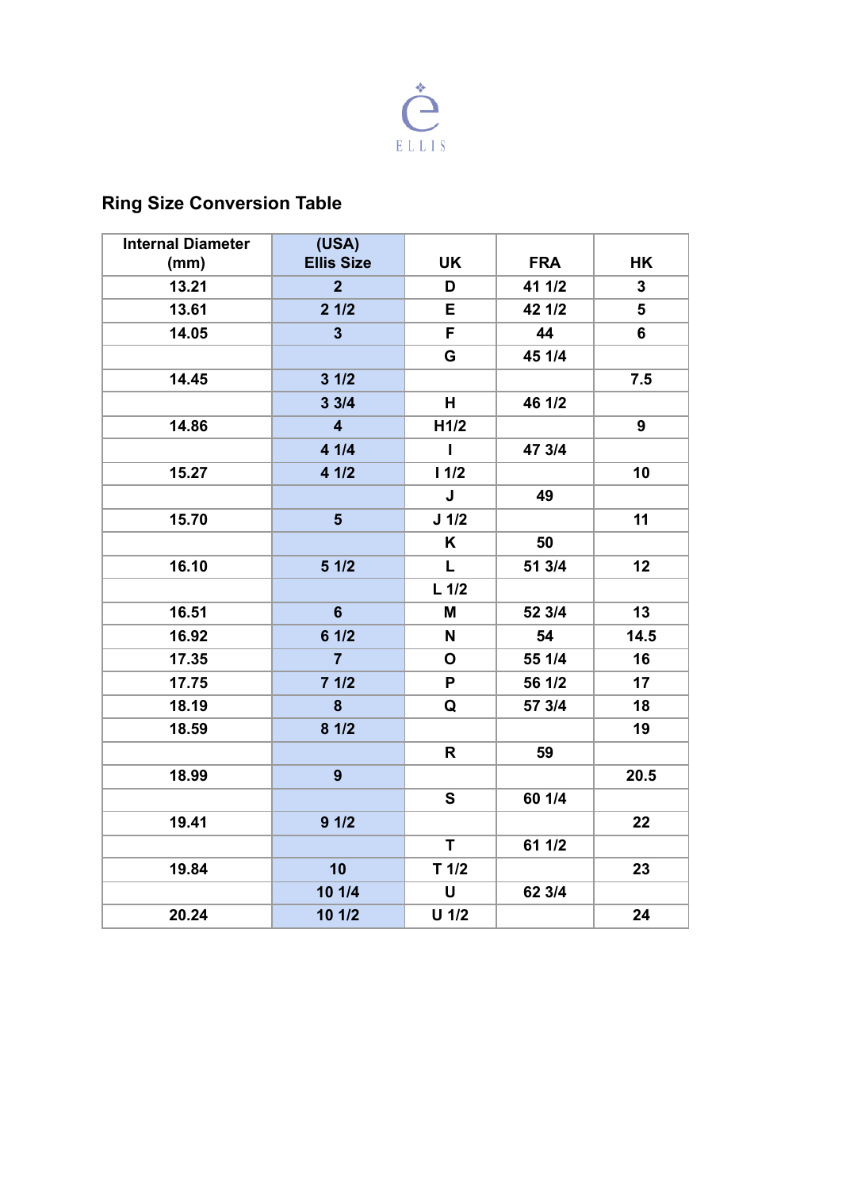ELLIS

## Ring Size Conversion Table

| Internal Diameter (mm) | (USA) Ellis Size | UK | FRA | HK |
|---|---|---|---|---|
| 13.21 | 2 | D | 41 1/2 | 3 |
| 13.61 | 2 1/2 | E | 42 1/2 | 5 |
| 14.05 | 3 | F | 44 | 6 |
| | | G | 45 1/4 | |
| 14.45 | 3 1/2 | | | 7.5 |
| | 3 3/4 | H | 46 1/2 | |
| 14.86 | 4 | H1/2 | | 9 |
| | 4 1/4 | I | 47 3/4 | |
| 15.27 | 4 1/2 | I 1/2 | | 10 |
| | | J | 49 | |
| 15.70 | 5 | J 1/2 | | 11 |
| | | K | 50 | |
| 16.10 | 5 1/2 | L | 51 3/4 | 12 |
| | | L 1/2 | | |
| 16.51 | 6 | M | 52 3/4 | 13 |
| 16.92 | 6 1/2 | N | 54 | 14.5 |
| 17.35 | 7 | O | 55 1/4 | 16 |
| 17.75 | 7 1/2 | P | 56 1/2 | 17 |
| 18.19 | 8 | Q | 57 3/4 | 18 |
| 18.59 | 8 1/2 | | | 19 |
| | | R | 59 | |
| 18.99 | 9 | | | 20.5 |
| | | S | 60 1/4 | |
| 19.41 | 9 1/2 | | | 22 |
| | | T | 61 1/2 | |
| 19.84 | 10 | T 1/2 | | 23 |
| | 10 1/4 | U | 62 3/4 | |
| 20.24 | 10 1/2 | U 1/2 | | 24 |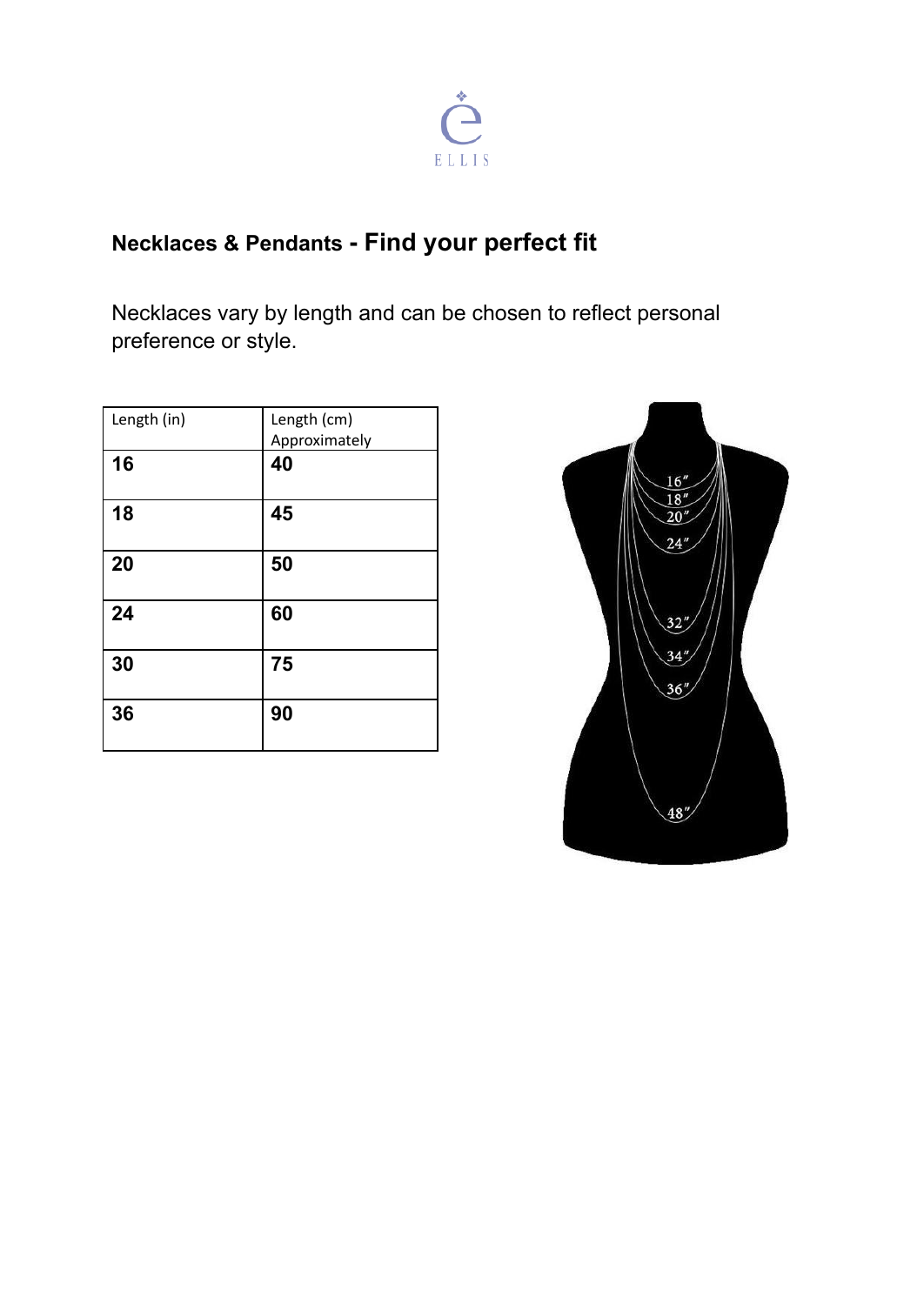ELLIS

## Necklaces & Pendants - Find your perfect fit

Necklaces vary by length and can be chosen to reflect personal preference or style.

| Length (in) | Length (cm) Approximately |
|---|---|
| **16** | **40** |
| **18** | **45** |
| **20** | **50** |
| **24** | **60** |
| **30** | **75** |
| **36** | **90** |

16″
18″
20″
24″
32″
34″
36″
48″